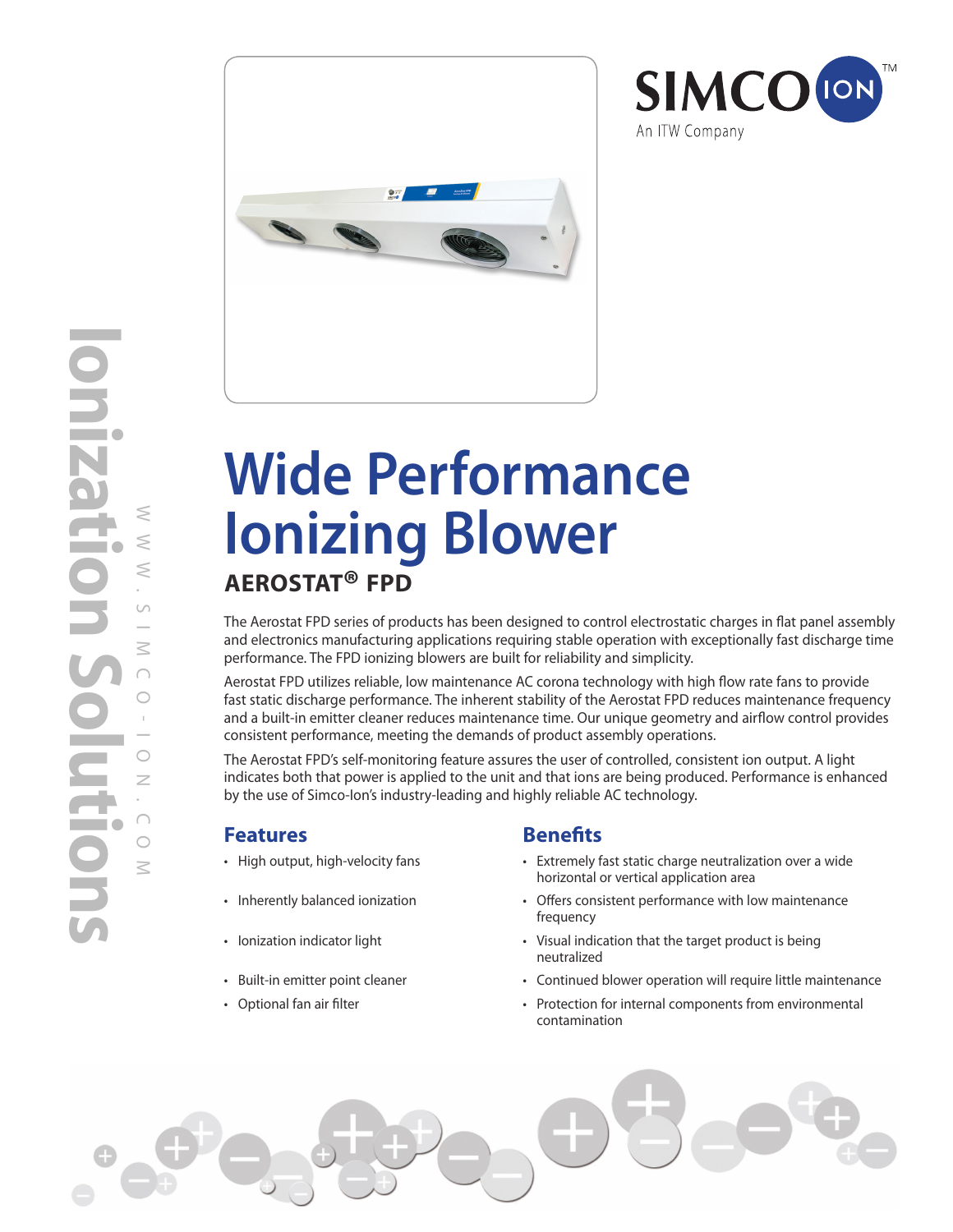SIMCO ION™
An ITW Company

Ionization Solutions

WWW.SIMCO-ION.COM

# Wide Performance Ionizing Blower

## AEROSTAT® FPD

The Aerostat FPD series of products has been designed to control electrostatic charges in flat panel assembly and electronics manufacturing applications requiring stable operation with exceptionally fast discharge time performance. The FPD ionizing blowers are built for reliability and simplicity.

Aerostat FPD utilizes reliable, low maintenance AC corona technology with high flow rate fans to provide fast static discharge performance. The inherent stability of the Aerostat FPD reduces maintenance frequency and a built-in emitter cleaner reduces maintenance time. Our unique geometry and airflow control provides consistent performance, meeting the demands of product assembly operations.

The Aerostat FPD's self-monitoring feature assures the user of controlled, consistent ion output. A light indicates both that power is applied to the unit and that ions are being produced. Performance is enhanced by the use of Simco-Ion's industry-leading and highly reliable AC technology.

### Features

- High output, high-velocity fans
- Inherently balanced ionization
- Ionization indicator light
- Built-in emitter point cleaner
- Optional fan air filter

### Benefits

- Extremely fast static charge neutralization over a wide horizontal or vertical application area
- Offers consistent performance with low maintenance frequency
- Visual indication that the target product is being neutralized
- Continued blower operation will require little maintenance
- Protection for internal components from environmental contamination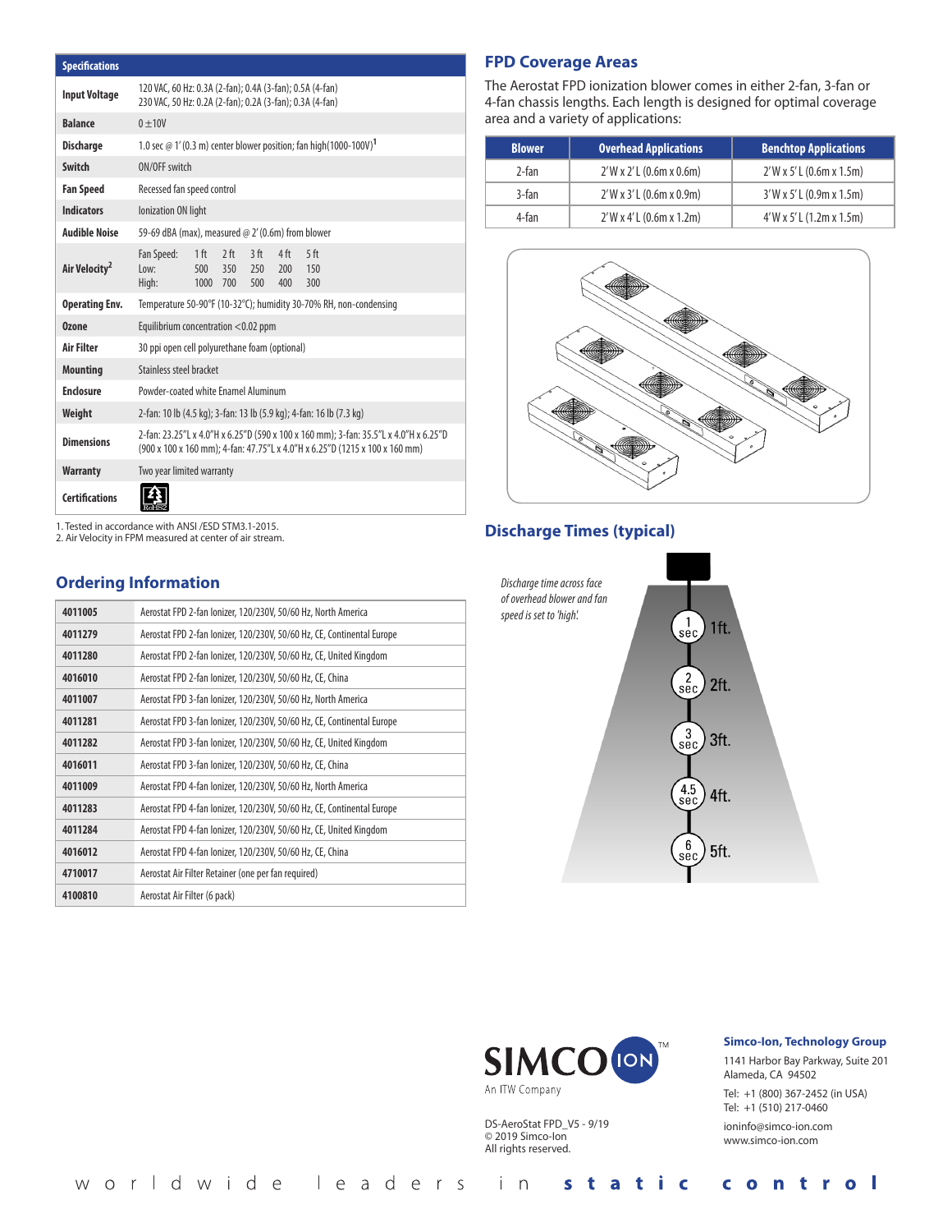| Specifications | |
|---|---|
| **Input Voltage** | 120 VAC, 60 Hz: 0.3A (2-fan); 0.4A (3-fan); 0.5A (4-fan)<br>230 VAC, 50 Hz: 0.2A (2-fan); 0.2A (3-fan); 0.3A (4-fan) |
| **Balance** | 0 ±10V |
| **Discharge** | 1.0 sec @ 1' (0.3 m) center blower position; fan high(1000-100V)[1] |
| **Switch** | ON/OFF switch |
| **Fan Speed** | Recessed fan speed control |
| **Indicators** | Ionization ON light |
| **Audible Noise** | 59-69 dBA (max), measured @ 2' (0.6m) from blower |
| **Air Velocity**[2] | Fan Speed: 1 ft 2 ft 3 ft 4 ft 5 ft<br>Low: 500 350 250 200 150<br>High: 1000 700 500 400 300 |
| **Operating Env.** | Temperature 50-90°F (10-32°C); humidity 30-70% RH, non-condensing |
| **Ozone** | Equilibrium concentration <0.02 ppm |
| **Air Filter** | 30 ppi open cell polyurethane foam (optional) |
| **Mounting** | Stainless steel bracket |
| **Enclosure** | Powder-coated white Enamel Aluminum |
| **Weight** | 2-fan: 10 lb (4.5 kg); 3-fan: 13 lb (5.9 kg); 4-fan: 16 lb (7.3 kg) |
| **Dimensions** | 2-fan: 23.25"L x 4.0"H x 6.25"D (590 x 100 x 160 mm); 3-fan: 35.5"L x 4.0"H x 6.25"D (900 x 100 x 160 mm); 4-fan: 47.75"L x 4.0"H x 6.25"D (1215 x 100 x 160 mm) |
| **Warranty** | Two year limited warranty |
| **Certifications** | RoHS2 |

1. Tested in accordance with ANSI /ESD STM3.1-2015.
2. Air Velocity in FPM measured at center of air stream.

## Ordering Information

| | |
|---|---|
| **4011005** | Aerostat FPD 2-fan Ionizer, 120/230V, 50/60 Hz, North America |
| **4011279** | Aerostat FPD 2-fan Ionizer, 120/230V, 50/60 Hz, CE, Continental Europe |
| **4011280** | Aerostat FPD 2-fan Ionizer, 120/230V, 50/60 Hz, CE, United Kingdom |
| **4016010** | Aerostat FPD 2-fan Ionizer, 120/230V, 50/60 Hz, CE, China |
| **4011007** | Aerostat FPD 3-fan Ionizer, 120/230V, 50/60 Hz, North America |
| **4011281** | Aerostat FPD 3-fan Ionizer, 120/230V, 50/60 Hz, CE, Continental Europe |
| **4011282** | Aerostat FPD 3-fan Ionizer, 120/230V, 50/60 Hz, CE, United Kingdom |
| **4016011** | Aerostat FPD 3-fan Ionizer, 120/230V, 50/60 Hz, CE, China |
| **4011009** | Aerostat FPD 4-fan Ionizer, 120/230V, 50/60 Hz, North America |
| **4011283** | Aerostat FPD 4-fan Ionizer, 120/230V, 50/60 Hz, CE, Continental Europe |
| **4011284** | Aerostat FPD 4-fan Ionizer, 120/230V, 50/60 Hz, CE, United Kingdom |
| **4016012** | Aerostat FPD 4-fan Ionizer, 120/230V, 50/60 Hz, CE, China |
| **4710017** | Aerostat Air Filter Retainer (one per fan required) |
| **4100810** | Aerostat Air Filter (6 pack) |

## FPD Coverage Areas

The Aerostat FPD ionization blower comes in either 2-fan, 3-fan or 4-fan chassis lengths. Each length is designed for optimal coverage area and a variety of applications:

| Blower | Overhead Applications | Benchtop Applications |
|---|---|---|
| 2-fan | 2' W x 2' L (0.6m x 0.6m) | 2' W x 5' L (0.6m x 1.5m) |
| 3-fan | 2' W x 3' L (0.6m x 0.9m) | 3' W x 5' L (0.9m x 1.5m) |
| 4-fan | 2' W x 4' L (0.6m x 1.2m) | 4' W x 5' L (1.2m x 1.5m) |

## Discharge Times (typical)

*Discharge time across face of overhead blower and fan speed is set to 'high'.*

1 sec 1ft.
2 sec 2ft.
3 sec 3ft.
4.5 sec 4ft.
6 sec 5ft.

SIMCO ION
An ITW Company

DS-AeroStat FPD_V5 - 9/19
© 2019 Simco-Ion
All rights reserved.

**Simco-Ion, Technology Group**

1141 Harbor Bay Parkway, Suite 201
Alameda, CA 94502

Tel: +1 (800) 367-2452 (in USA)
Tel: +1 (510) 217-0460

ioninfo@simco-ion.com
www.simco-ion.com

worldwide leaders in **static control**